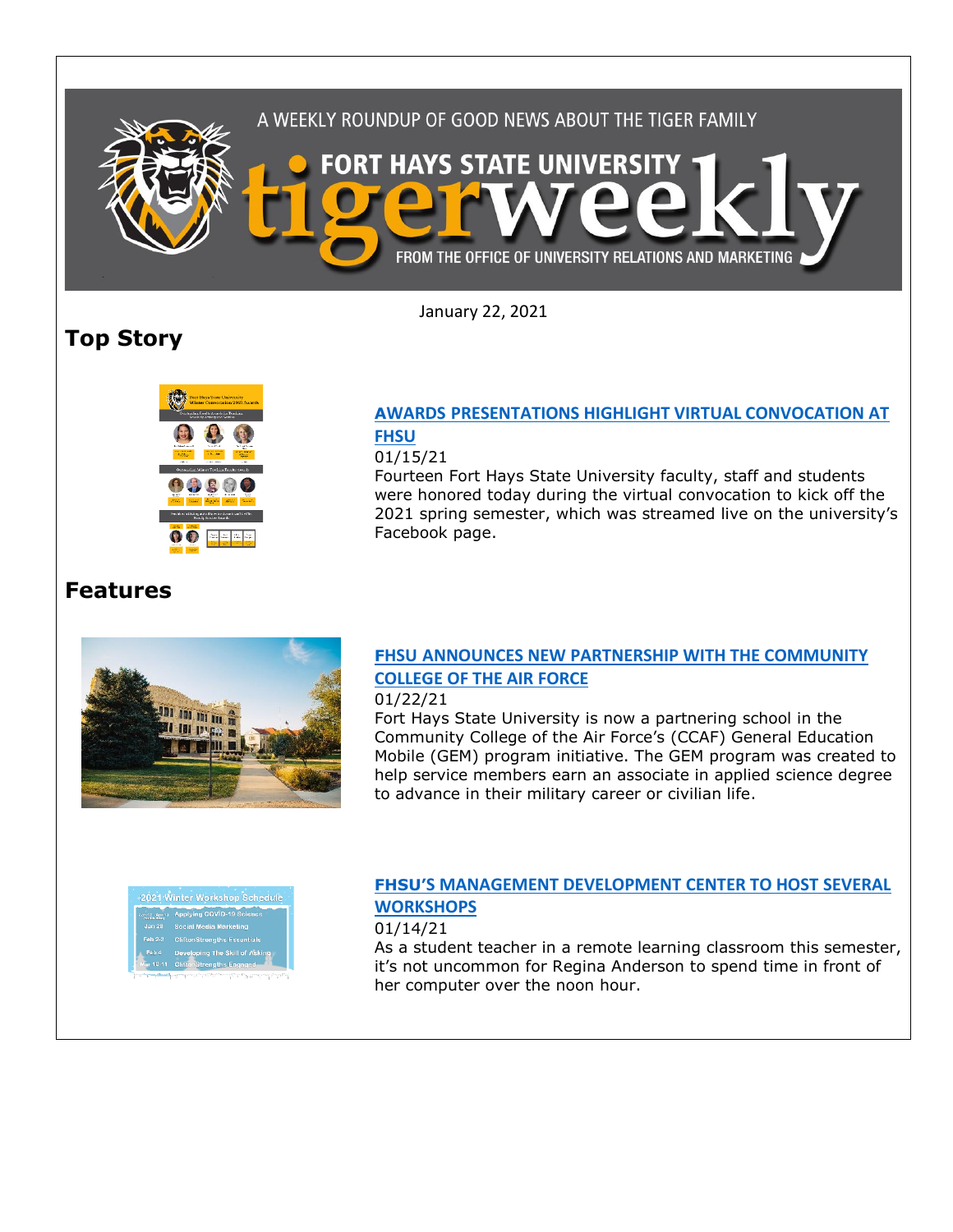A WEEKLY ROUNDUP OF GOOD NEWS ABOUT THE TIGER FAMILY

FORT HAYS STATE UNIVERSITY

# tigerweekly

FROM THE OFFICE OF UNIVERSITY RELATIONS AND MARKETING

January 22, 2021

## Top Story

### AWARDS PRESENTATIONS HIGHLIGHT VIRTUAL CONVOCATION AT FHSU

01/15/21

Fourteen Fort Hays State University faculty, staff and students were honored today during the virtual convocation to kick off the 2021 spring semester, which was streamed live on the university's Facebook page.

## Features

### FHSU ANNOUNCES NEW PARTNERSHIP WITH THE COMMUNITY COLLEGE OF THE AIR FORCE

01/22/21

Fort Hays State University is now a partnering school in the Community College of the Air Force's (CCAF) General Education Mobile (GEM) program initiative. The GEM program was created to help service members earn an associate in applied science degree to advance in their military career or civilian life.

### FHSU'S MANAGEMENT DEVELOPMENT CENTER TO HOST SEVERAL WORKSHOPS

01/14/21

As a student teacher in a remote learning classroom this semester, it's not uncommon for Regina Anderson to spend time in front of her computer over the noon hour.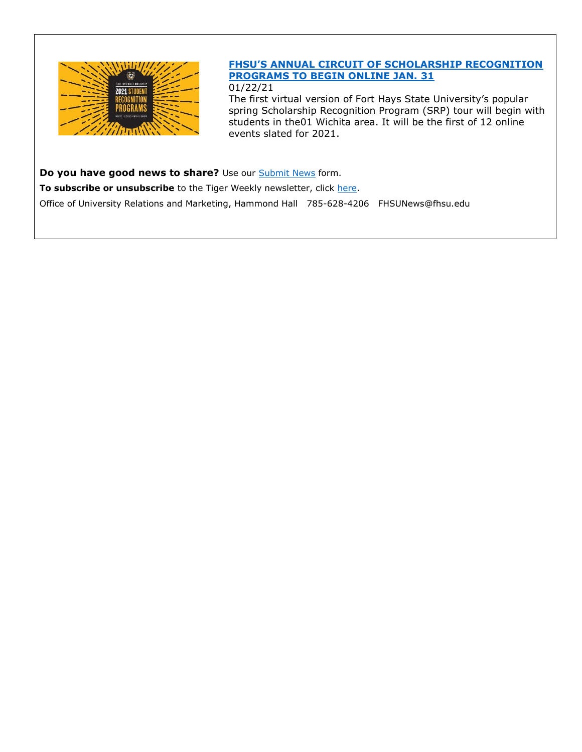**[FHSU'S ANNUAL CIRCUIT OF SCHOLARSHIP RECOGNITION PROGRAMS TO BEGIN ONLINE JAN. 31]**
01/22/21
The first virtual version of Fort Hays State University's popular spring Scholarship Recognition Program (SRP) tour will begin with students in the01 Wichita area. It will be the first of 12 online events slated for 2021.

**Do you have good news to share?** Use our Submit News form.

**To subscribe or unsubscribe** to the Tiger Weekly newsletter, click here.

Office of University Relations and Marketing, Hammond Hall 785-628-4206 FHSUNews@fhsu.edu